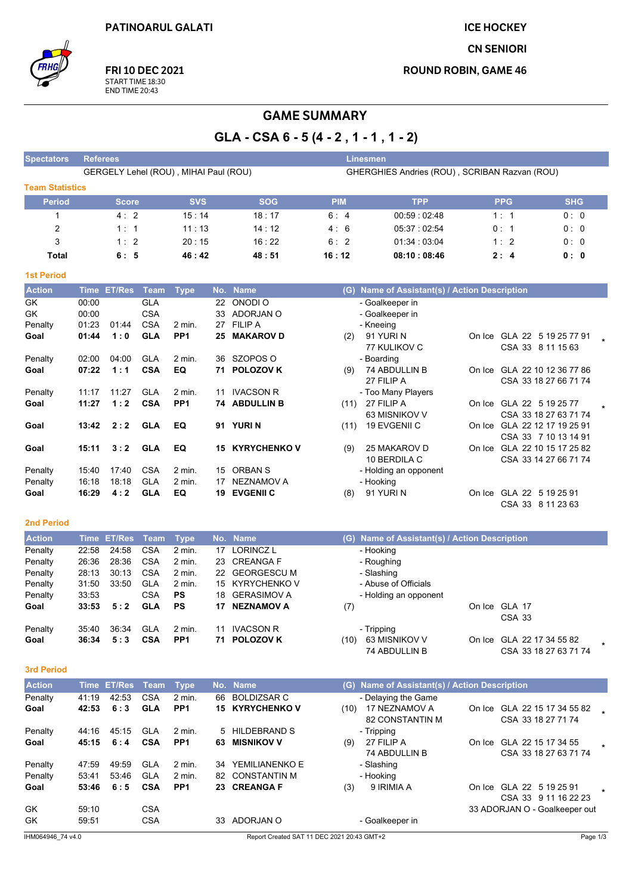PATINOARUL GALATI

FRI 10 DEC 2021
START TIME 18:30
END TIME 20:43

ICE HOCKEY
CN SENIORI
ROUND ROBIN, GAME 46

# GAME SUMMARY

## GLA - CSA 6 - 5 (4 - 2 , 1 - 1 , 1 - 2)

| Spectators | Referees | Linesmen |
|---|---|---|
| | GERGELY Lehel (ROU) , MIHAI Paul (ROU) | GHERGHIES Andries (ROU) , SCRIBAN Razvan (ROU) |

**Team Statistics**

| Period | Score | SVS | SOG | PIM | TPP | PPG | SHG |
|---|---|---|---|---|---|---|---|
| 1 | 4 : 2 | 15 : 14 | 18 : 17 | 6 : 4 | 00:59 : 02:48 | 1 : 1 | 0 : 0 |
| 2 | 1 : 1 | 11 : 13 | 14 : 12 | 4 : 6 | 05:37 : 02:54 | 0 : 1 | 0 : 0 |
| 3 | 1 : 2 | 20 : 15 | 16 : 22 | 6 : 2 | 01:34 : 03:04 | 1 : 2 | 0 : 0 |
| **Total** | **6 : 5** | **46 : 42** | **48 : 51** | **16 : 12** | **08:10 : 08:46** | **2 : 4** | **0 : 0** |

**1st Period**

| Action | Time | ET/Res | Team | Type | No. | Name | (G) | Name of Assistant(s) / Action Description | On Ice | |
|---|---|---|---|---|---|---|---|---|---|---|
| GK | 00:00 | | GLA | | 22 | ONODI O | | - Goalkeeper in | | |
| GK | 00:00 | | CSA | | 33 | ADORJAN O | | - Goalkeeper in | | |
| Penalty | 01:23 | 01:44 | CSA | 2 min. | 27 | FILIP A | | - Kneeing | | |
| **Goal** | **01:44** | **1 : 0** | **GLA** | **PP1** | **25** | **MAKAROV D** | (2) | 91 YURI N, 77 KULIKOV C | On Ice GLA 22 5 19 25 77 91 / CSA 33 8 11 15 63 | * |
| Penalty | 02:00 | 04:00 | GLA | 2 min. | 36 | SZOPOS O | | - Boarding | | |
| **Goal** | **07:22** | **1 : 1** | **CSA** | **EQ** | **71** | **POLOZOV K** | (9) | 74 ABDULLIN B, 27 FILIP A | On Ice GLA 22 10 12 36 77 86 / CSA 33 18 27 66 71 74 | |
| Penalty | 11:17 | 11:27 | GLA | 2 min. | 11 | IVACSON R | | - Too Many Players | | |
| **Goal** | **11:27** | **1 : 2** | **CSA** | **PP1** | **74** | **ABDULLIN B** | (11) | 27 FILIP A, 63 MISNIKOV V | On Ice GLA 22 5 19 25 77 / CSA 33 18 27 63 71 74 | * |
| **Goal** | **13:42** | **2 : 2** | **GLA** | **EQ** | **91** | **YURI N** | (11) | 19 EVGENII C | On Ice GLA 22 12 17 19 25 91 / CSA 33 7 10 13 14 91 | |
| **Goal** | **15:11** | **3 : 2** | **GLA** | **EQ** | **15** | **KYRYCHENKO V** | (9) | 25 MAKAROV D, 10 BERDILA C | On Ice GLA 22 10 15 17 25 82 / CSA 33 14 27 66 71 74 | |
| Penalty | 15:40 | 17:40 | CSA | 2 min. | 15 | ORBAN S | | - Holding an opponent | | |
| Penalty | 16:18 | 18:18 | GLA | 2 min. | 17 | NEZNAMOV A | | - Hooking | | |
| **Goal** | **16:29** | **4 : 2** | **GLA** | **EQ** | **19** | **EVGENII C** | (8) | 91 YURI N | On Ice GLA 22 5 19 25 91 / CSA 33 8 11 23 63 | |

**2nd Period**

| Action | Time | ET/Res | Team | Type | No. | Name | (G) | Name of Assistant(s) / Action Description | On Ice | |
|---|---|---|---|---|---|---|---|---|---|---|
| Penalty | 22:58 | 24:58 | CSA | 2 min. | 17 | LORINCZ L | | - Hooking | | |
| Penalty | 26:36 | 28:36 | CSA | 2 min. | 23 | CREANGA F | | - Roughing | | |
| Penalty | 28:13 | 30:13 | CSA | 2 min. | 22 | GEORGESCU M | | - Slashing | | |
| Penalty | 31:50 | 33:50 | GLA | 2 min. | 15 | KYRYCHENKO V | | - Abuse of Officials | | |
| Penalty | 33:53 | | CSA | **PS** | 18 | GERASIMOV A | | - Holding an opponent | | |
| **Goal** | **33:53** | **5 : 2** | **GLA** | **PS** | **17** | **NEZNAMOV A** | (7) | | On Ice GLA 17 / CSA 33 | |
| Penalty | 35:40 | 36:34 | GLA | 2 min. | 11 | IVACSON R | | - Tripping | | |
| **Goal** | **36:34** | **5 : 3** | **CSA** | **PP1** | **71** | **POLOZOV K** | (10) | 63 MISNIKOV V, 74 ABDULLIN B | On Ice GLA 22 17 34 55 82 / CSA 33 18 27 63 71 74 | * |

**3rd Period**

| Action | Time | ET/Res | Team | Type | No. | Name | (G) | Name of Assistant(s) / Action Description | On Ice | |
|---|---|---|---|---|---|---|---|---|---|---|
| Penalty | 41:19 | 42:53 | CSA | 2 min. | 66 | BOLDIZSAR C | | - Delaying the Game | | |
| **Goal** | **42:53** | **6 : 3** | **GLA** | **PP1** | **15** | **KYRYCHENKO V** | (10) | 17 NEZNAMOV A, 82 CONSTANTIN M | On Ice GLA 22 15 17 34 55 82 / CSA 33 18 27 71 74 | * |
| Penalty | 44:16 | 45:15 | GLA | 2 min. | 5 | HILDEBRAND S | | - Tripping | | |
| **Goal** | **45:15** | **6 : 4** | **CSA** | **PP1** | **63** | **MISNIKOV V** | (9) | 27 FILIP A, 74 ABDULLIN B | On Ice GLA 22 15 17 34 55 / CSA 33 18 27 63 71 74 | * |
| Penalty | 47:59 | 49:59 | GLA | 2 min. | 34 | YEMILIANENKO E | | - Slashing | | |
| Penalty | 53:41 | 53:46 | GLA | 2 min. | 82 | CONSTANTIN M | | - Hooking | | |
| **Goal** | **53:46** | **6 : 5** | **CSA** | **PP1** | **23** | **CREANGA F** | (3) | 9 IRIMIA A | On Ice GLA 22 5 19 25 91 / CSA 33 9 11 16 22 23 | * |
| GK | 59:10 | | CSA | | | | | | 33 ADORJAN O - Goalkeeper out | |
| GK | 59:51 | | CSA | | 33 | ADORJAN O | | - Goalkeeper in | | |

IHM064946_74 v4.0 — Report Created SAT 11 DEC 2021 20:43 GMT+2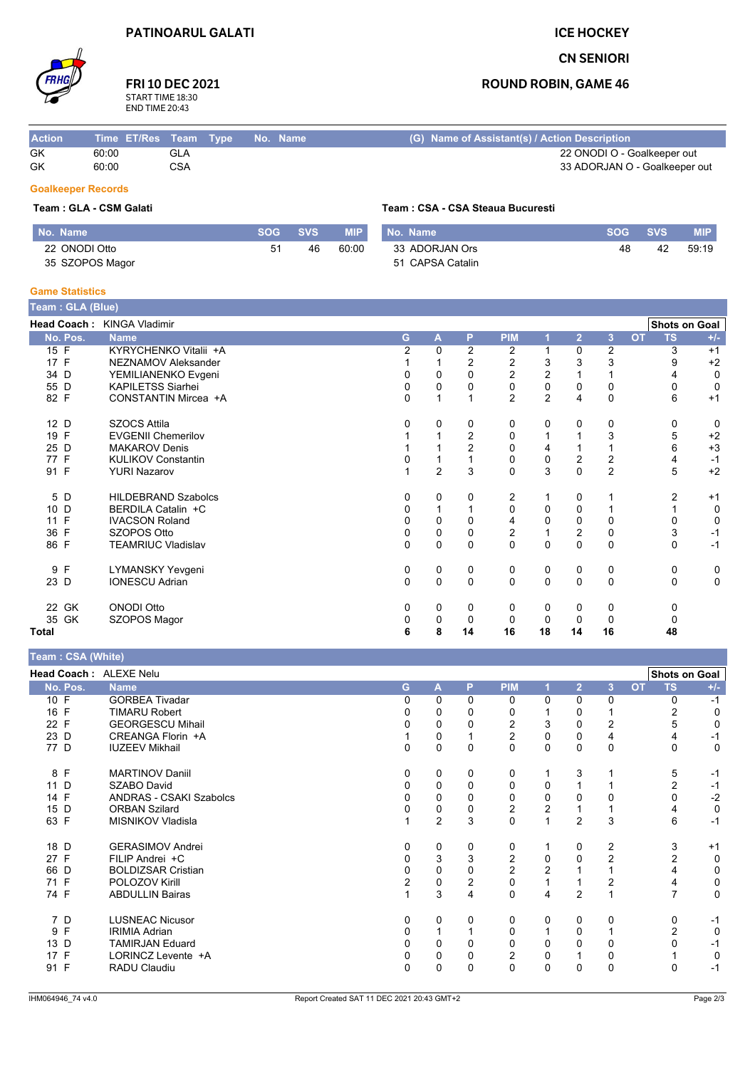PATINOARUL GALATI

FRI 10 DEC 2021
START TIME 18:30
END TIME 20:43

# ICE HOCKEY

## CN SENIORI

## ROUND ROBIN, GAME 46

| Action | Time | ET/Res | Team | Type | No. | Name | (G) Name of Assistant(s) / Action Description |
|---|---|---|---|---|---|---|---|
| GK | 60:00 | | GLA | | | | 22 ONODI O - Goalkeeper out |
| GK | 60:00 | | CSA | | | | 33 ADORJAN O - Goalkeeper out |

### Goalkeeper Records

**Team : GLA - CSM Galati**

| No. Name | SOG | SVS | MIP |
|---|---|---|---|
| 22 ONODI Otto | 51 | 46 | 60:00 |
| 35 SZOPOS Magor | | | |

**Team : CSA - CSA Steaua Bucuresti**

| No. Name | SOG | SVS | MIP |
|---|---|---|---|
| 33 ADORJAN Ors | 48 | 42 | 59:19 |
| 51 CAPSA Catalin | | | |

### Game Statistics

**Team : GLA (Blue)**

**Head Coach :** KINGA Vladimir

| No. | Pos. | Name | G | A | P | PIM | 1 | 2 | 3 | OT | TS | +/- |
|---|---|---|---|---|---|---|---|---|---|---|---|---|
| 15 | F | KYRYCHENKO Vitalii +A | 2 | 0 | 2 | 2 | 1 | 0 | 2 | | 3 | +1 |
| 17 | F | NEZNAMOV Aleksander | 1 | 1 | 2 | 2 | 3 | 3 | 3 | | 9 | +2 |
| 34 | D | YEMILIANENKO Evgeni | 0 | 0 | 0 | 2 | 2 | 1 | 1 | | 4 | 0 |
| 55 | D | KAPILETSS Siarhei | 0 | 0 | 0 | 0 | 0 | 0 | 0 | | 0 | 0 |
| 82 | F | CONSTANTIN Mircea +A | 0 | 1 | 1 | 2 | 2 | 4 | 0 | | 6 | +1 |
| 12 | D | SZOCS Attila | 0 | 0 | 0 | 0 | 0 | 0 | 0 | | 0 | 0 |
| 19 | F | EVGENII Chemerilov | 1 | 1 | 2 | 0 | 1 | 1 | 3 | | 5 | +2 |
| 25 | D | MAKAROV Denis | 1 | 1 | 2 | 0 | 4 | 1 | 1 | | 6 | +3 |
| 77 | F | KULIKOV Constantin | 0 | 1 | 1 | 0 | 0 | 2 | 2 | | 4 | -1 |
| 91 | F | YURI Nazarov | 1 | 2 | 3 | 0 | 3 | 0 | 2 | | 5 | +2 |
| 5 | D | HILDEBRAND Szabolcs | 0 | 0 | 0 | 2 | 1 | 0 | 1 | | 2 | +1 |
| 10 | D | BERDILA Catalin +C | 0 | 1 | 1 | 0 | 0 | 0 | 1 | | 1 | 0 |
| 11 | F | IVACSON Roland | 0 | 0 | 0 | 4 | 0 | 0 | 0 | | 0 | 0 |
| 36 | F | SZOPOS Otto | 0 | 0 | 0 | 2 | 1 | 2 | 0 | | 3 | -1 |
| 86 | F | TEAMRIUC Vladislav | 0 | 0 | 0 | 0 | 0 | 0 | 0 | | 0 | -1 |
| 9 | F | LYMANSKY Yevgeni | 0 | 0 | 0 | 0 | 0 | 0 | 0 | | 0 | 0 |
| 23 | D | IONESCU Adrian | 0 | 0 | 0 | 0 | 0 | 0 | 0 | | 0 | 0 |
| 22 | GK | ONODI Otto | 0 | 0 | 0 | 0 | 0 | 0 | 0 | | 0 | |
| 35 | GK | SZOPOS Magor | 0 | 0 | 0 | 0 | 0 | 0 | 0 | | 0 | |
| **Total** | | | **6** | **8** | **14** | **16** | **18** | **14** | **16** | | **48** | |

**Team : CSA (White)**

**Head Coach :** ALEXE Nelu

| No. | Pos. | Name | G | A | P | PIM | 1 | 2 | 3 | OT | TS | +/- |
|---|---|---|---|---|---|---|---|---|---|---|---|---|
| 10 | F | GORBEA Tivadar | 0 | 0 | 0 | 0 | 0 | 0 | 0 | | 0 | -1 |
| 16 | F | TIMARU Robert | 0 | 0 | 0 | 0 | 1 | 0 | 1 | | 2 | 0 |
| 22 | F | GEORGESCU Mihail | 0 | 0 | 0 | 2 | 3 | 0 | 2 | | 5 | 0 |
| 23 | D | CREANGA Florin +A | 1 | 0 | 1 | 2 | 0 | 0 | 4 | | 4 | -1 |
| 77 | D | IUZEEV Mikhail | 0 | 0 | 0 | 0 | 0 | 0 | 0 | | 0 | 0 |
| 8 | F | MARTINOV Daniil | 0 | 0 | 0 | 0 | 1 | 3 | 1 | | 5 | -1 |
| 11 | D | SZABO David | 0 | 0 | 0 | 0 | 0 | 1 | 1 | | 2 | -1 |
| 14 | F | ANDRAS - CSAKI Szabolcs | 0 | 0 | 0 | 0 | 0 | 0 | 0 | | 0 | -2 |
| 15 | D | ORBAN Szilard | 0 | 0 | 0 | 2 | 2 | 1 | 1 | | 4 | 0 |
| 63 | F | MISNIKOV Vladisla | 1 | 2 | 3 | 0 | 1 | 2 | 3 | | 6 | -1 |
| 18 | D | GERASIMOV Andrei | 0 | 0 | 0 | 0 | 1 | 0 | 2 | | 3 | +1 |
| 27 | F | FILIP Andrei +C | 0 | 3 | 3 | 2 | 0 | 0 | 2 | | 2 | 0 |
| 66 | D | BOLDIZSAR Cristian | 0 | 0 | 0 | 2 | 2 | 1 | 1 | | 4 | 0 |
| 71 | F | POLOZOV Kirill | 2 | 0 | 2 | 0 | 1 | 1 | 2 | | 4 | 0 |
| 74 | F | ABDULLIN Bairas | 1 | 3 | 4 | 0 | 4 | 2 | 1 | | 7 | 0 |
| 7 | D | LUSNEAC Nicusor | 0 | 0 | 0 | 0 | 0 | 0 | 0 | | 0 | -1 |
| 9 | F | IRIMIA Adrian | 0 | 1 | 1 | 0 | 1 | 0 | 1 | | 2 | 0 |
| 13 | D | TAMIRJAN Eduard | 0 | 0 | 0 | 0 | 0 | 0 | 0 | | 0 | -1 |
| 17 | F | LORINCZ Levente +A | 0 | 0 | 0 | 2 | 0 | 1 | 0 | | 1 | 0 |
| 91 | F | RADU Claudiu | 0 | 0 | 0 | 0 | 0 | 0 | 0 | | 0 | -1 |

IHM064946_74 v4.0 Report Created SAT 11 DEC 2021 20:43 GMT+2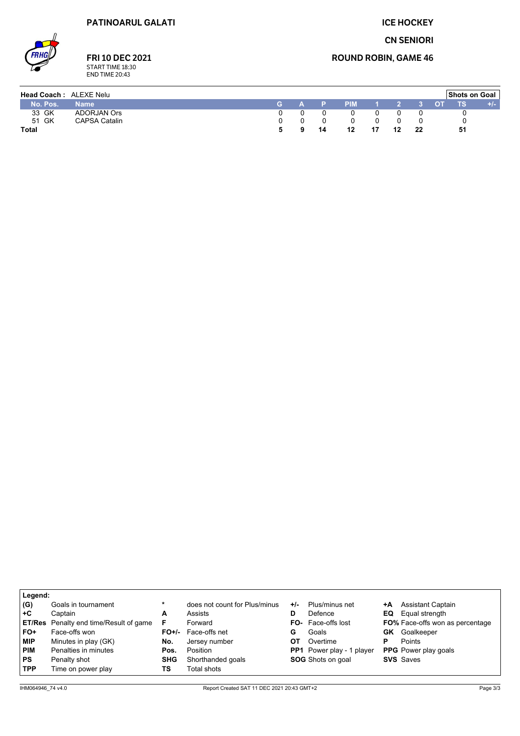PATINOARUL GALATI

ICE HOCKEY

CN SENIORI

**FRI 10 DEC 2021**
START TIME 18:30
END TIME 20:43

ROUND ROBIN, GAME 46

**Head Coach :** ALEXE Nelu

| No. | Pos. | Name | G | A | P | PIM | Shots on Goal 1 | 2 | 3 | OT | TS | +/- |
|---|---|---|---|---|---|---|---|---|---|---|---|---|
| 33 | GK | ADORJAN Ors | 0 | 0 | 0 | 0 | 0 | 0 | 0 | | 0 | |
| 51 | GK | CAPSA Catalin | 0 | 0 | 0 | 0 | 0 | 0 | 0 | | 0 | |
| **Total** | | | **5** | **9** | **14** | **12** | **17** | **12** | **22** | | **51** | |

**Legend:**

| | | | | | | | |
|---|---|---|---|---|---|---|---|
| **(G)** | Goals in tournament | * | does not count for Plus/minus | **+/-** | Plus/minus net | **+A** | Assistant Captain |
| **+C** | Captain | **A** | Assists | **D** | Defence | **EQ** | Equal strength |
| **ET/Res** | Penalty end time/Result of game | **F** | Forward | **FO-** | Face-offs lost | **FO%** | Face-offs won as percentage |
| **FO+** | Face-offs won | **FO+/-** | Face-offs net | **G** | Goals | **GK** | Goalkeeper |
| **MIP** | Minutes in play (GK) | **No.** | Jersey number | **OT** | Overtime | **P** | Points |
| **PIM** | Penalties in minutes | **Pos.** | Position | **PP1** | Power play - 1 player | **PPG** | Power play goals |
| **PS** | Penalty shot | **SHG** | Shorthanded goals | **SOG** | Shots on goal | **SVS** | Saves |
| **TPP** | Time on power play | **TS** | Total shots | | | | |

IHM064946_74 v4.0

Report Created SAT 11 DEC 2021 20:43 GMT+2